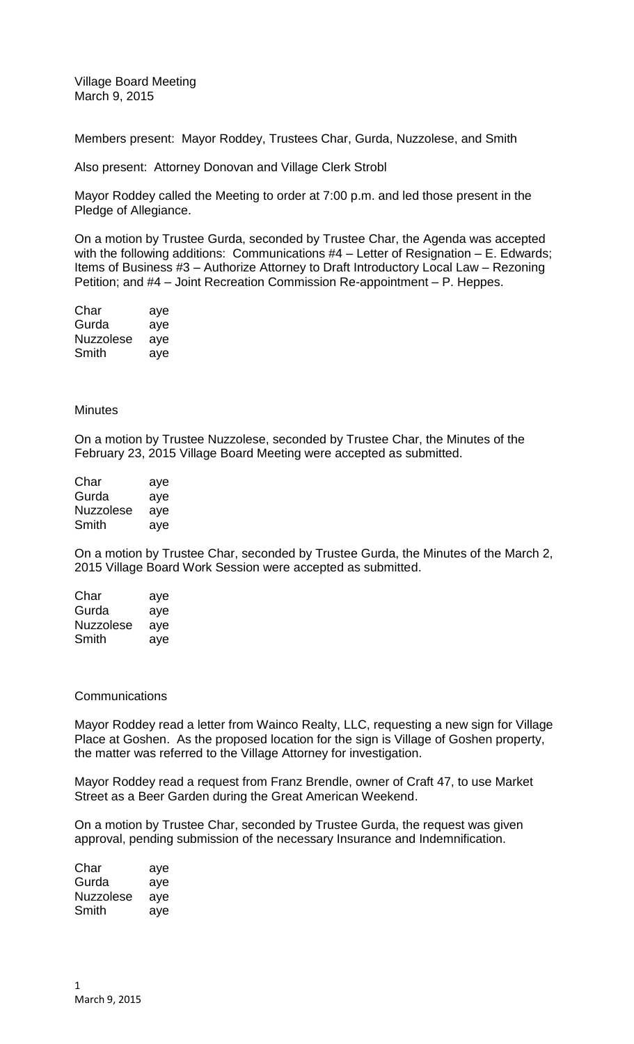Village Board Meeting
March 9, 2015

Members present: Mayor Roddey, Trustees Char, Gurda, Nuzzolese, and Smith

Also present: Attorney Donovan and Village Clerk Strobl

Mayor Roddey called the Meeting to order at 7:00 p.m. and led those present in the Pledge of Allegiance.

On a motion by Trustee Gurda, seconded by Trustee Char, the Agenda was accepted with the following additions: Communications #4 – Letter of Resignation – E. Edwards; Items of Business #3 – Authorize Attorney to Draft Introductory Local Law – Rezoning Petition; and #4 – Joint Recreation Commission Re-appointment – P. Heppes.

| | |
|---|---|
| Char | aye |
| Gurda | aye |
| Nuzzolese | aye |
| Smith | aye |

Minutes

On a motion by Trustee Nuzzolese, seconded by Trustee Char, the Minutes of the February 23, 2015 Village Board Meeting were accepted as submitted.

| | |
|---|---|
| Char | aye |
| Gurda | aye |
| Nuzzolese | aye |
| Smith | aye |

On a motion by Trustee Char, seconded by Trustee Gurda, the Minutes of the March 2, 2015 Village Board Work Session were accepted as submitted.

| | |
|---|---|
| Char | aye |
| Gurda | aye |
| Nuzzolese | aye |
| Smith | aye |

Communications

Mayor Roddey read a letter from Wainco Realty, LLC, requesting a new sign for Village Place at Goshen. As the proposed location for the sign is Village of Goshen property, the matter was referred to the Village Attorney for investigation.

Mayor Roddey read a request from Franz Brendle, owner of Craft 47, to use Market Street as a Beer Garden during the Great American Weekend.

On a motion by Trustee Char, seconded by Trustee Gurda, the request was given approval, pending submission of the necessary Insurance and Indemnification.

| | |
|---|---|
| Char | aye |
| Gurda | aye |
| Nuzzolese | aye |
| Smith | aye |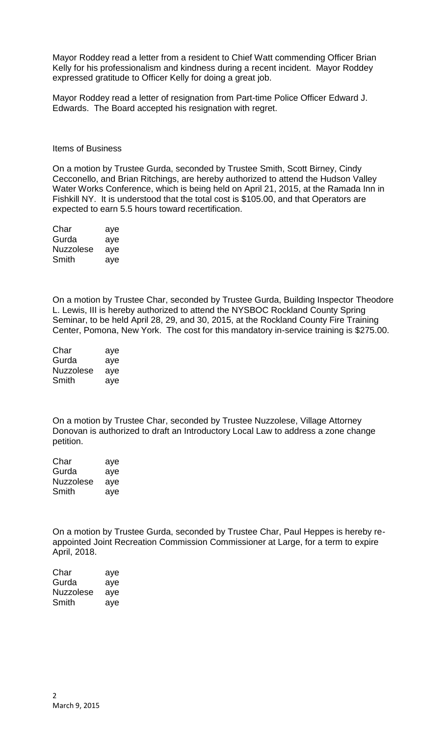Mayor Roddey read a letter from a resident to Chief Watt commending Officer Brian Kelly for his professionalism and kindness during a recent incident. Mayor Roddey expressed gratitude to Officer Kelly for doing a great job.

Mayor Roddey read a letter of resignation from Part-time Police Officer Edward J. Edwards. The Board accepted his resignation with regret.

Items of Business

On a motion by Trustee Gurda, seconded by Trustee Smith, Scott Birney, Cindy Cecconello, and Brian Ritchings, are hereby authorized to attend the Hudson Valley Water Works Conference, which is being held on April 21, 2015, at the Ramada Inn in Fishkill NY. It is understood that the total cost is $105.00, and that Operators are expected to earn 5.5 hours toward recertification.

| | |
|---|---|
| Char | aye |
| Gurda | aye |
| Nuzzolese | aye |
| Smith | aye |

On a motion by Trustee Char, seconded by Trustee Gurda, Building Inspector Theodore L. Lewis, III is hereby authorized to attend the NYSBOC Rockland County Spring Seminar, to be held April 28, 29, and 30, 2015, at the Rockland County Fire Training Center, Pomona, New York. The cost for this mandatory in-service training is $275.00.

| | |
|---|---|
| Char | aye |
| Gurda | aye |
| Nuzzolese | aye |
| Smith | aye |

On a motion by Trustee Char, seconded by Trustee Nuzzolese, Village Attorney Donovan is authorized to draft an Introductory Local Law to address a zone change petition.

| | |
|---|---|
| Char | aye |
| Gurda | aye |
| Nuzzolese | aye |
| Smith | aye |

On a motion by Trustee Gurda, seconded by Trustee Char, Paul Heppes is hereby re-appointed Joint Recreation Commission Commissioner at Large, for a term to expire April, 2018.

| | |
|---|---|
| Char | aye |
| Gurda | aye |
| Nuzzolese | aye |
| Smith | aye |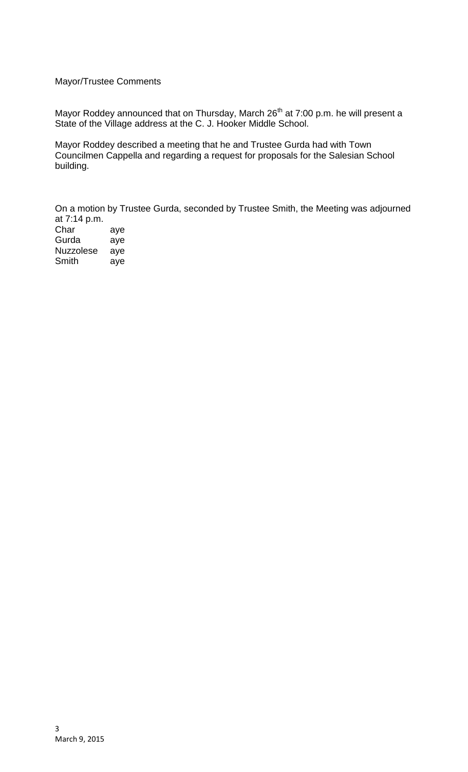Mayor/Trustee Comments

Mayor Roddey announced that on Thursday, March 26th at 7:00 p.m. he will present a State of the Village address at the C. J. Hooker Middle School.

Mayor Roddey described a meeting that he and Trustee Gurda had with Town Councilmen Cappella and regarding a request for proposals for the Salesian School building.

On a motion by Trustee Gurda, seconded by Trustee Smith, the Meeting was adjourned at 7:14 p.m.

| | |
|---|---|
| Char | aye |
| Gurda | aye |
| Nuzzolese | aye |
| Smith | aye |